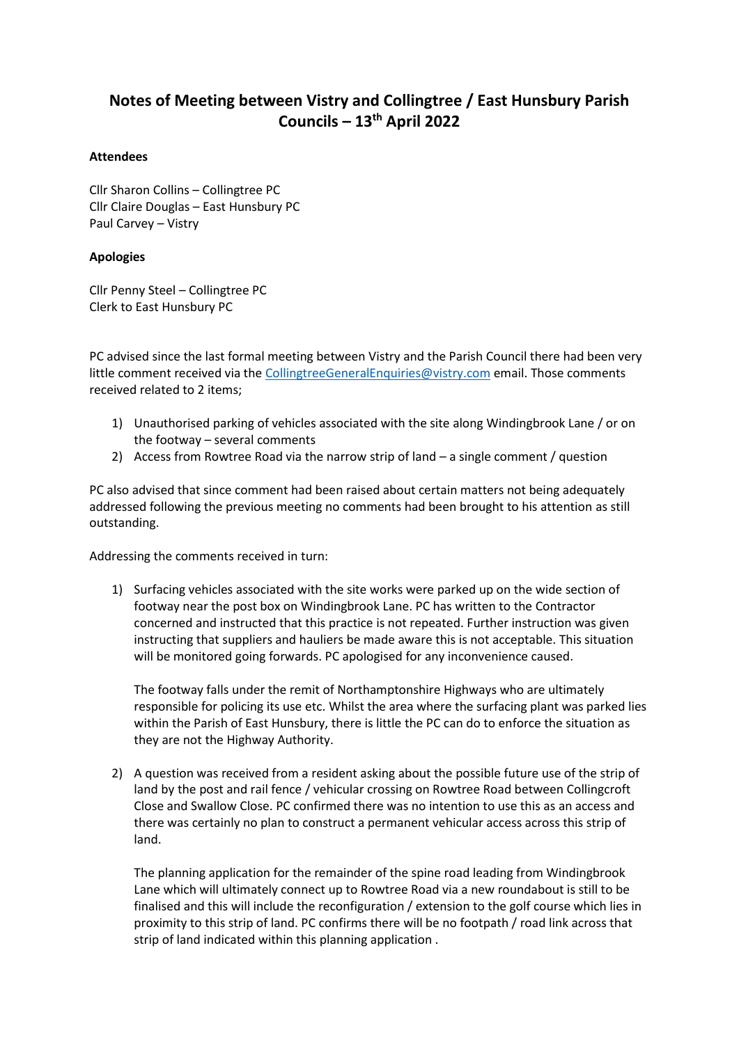# Notes of Meeting between Vistry and Collingtree / East Hunsbury Parish Councils – 13th April 2022

**Attendees**

Cllr Sharon Collins – Collingtree PC
Cllr Claire Douglas – East Hunsbury PC
Paul Carvey – Vistry

**Apologies**

Cllr Penny Steel – Collingtree PC
Clerk to East Hunsbury PC

PC advised since the last formal meeting between Vistry and the Parish Council there had been very little comment received via the CollingtreeGeneralEnquiries@vistry.com email. Those comments received related to 2 items;

1) Unauthorised parking of vehicles associated with the site along Windingbrook Lane / or on the footway – several comments
2) Access from Rowtree Road via the narrow strip of land – a single comment / question

PC also advised that since comment had been raised about certain matters not being adequately addressed following the previous meeting no comments had been brought to his attention as still outstanding.

Addressing the comments received in turn:

1) Surfacing vehicles associated with the site works were parked up on the wide section of footway near the post box on Windingbrook Lane. PC has written to the Contractor concerned and instructed that this practice is not repeated. Further instruction was given instructing that suppliers and hauliers be made aware this is not acceptable. This situation will be monitored going forwards. PC apologised for any inconvenience caused.

   The footway falls under the remit of Northamptonshire Highways who are ultimately responsible for policing its use etc. Whilst the area where the surfacing plant was parked lies within the Parish of East Hunsbury, there is little the PC can do to enforce the situation as they are not the Highway Authority.

2) A question was received from a resident asking about the possible future use of the strip of land by the post and rail fence / vehicular crossing on Rowtree Road between Collingcroft Close and Swallow Close. PC confirmed there was no intention to use this as an access and there was certainly no plan to construct a permanent vehicular access across this strip of land.

   The planning application for the remainder of the spine road leading from Windingbrook Lane which will ultimately connect up to Rowtree Road via a new roundabout is still to be finalised and this will include the reconfiguration / extension to the golf course which lies in proximity to this strip of land. PC confirms there will be no footpath / road link across that strip of land indicated within this planning application .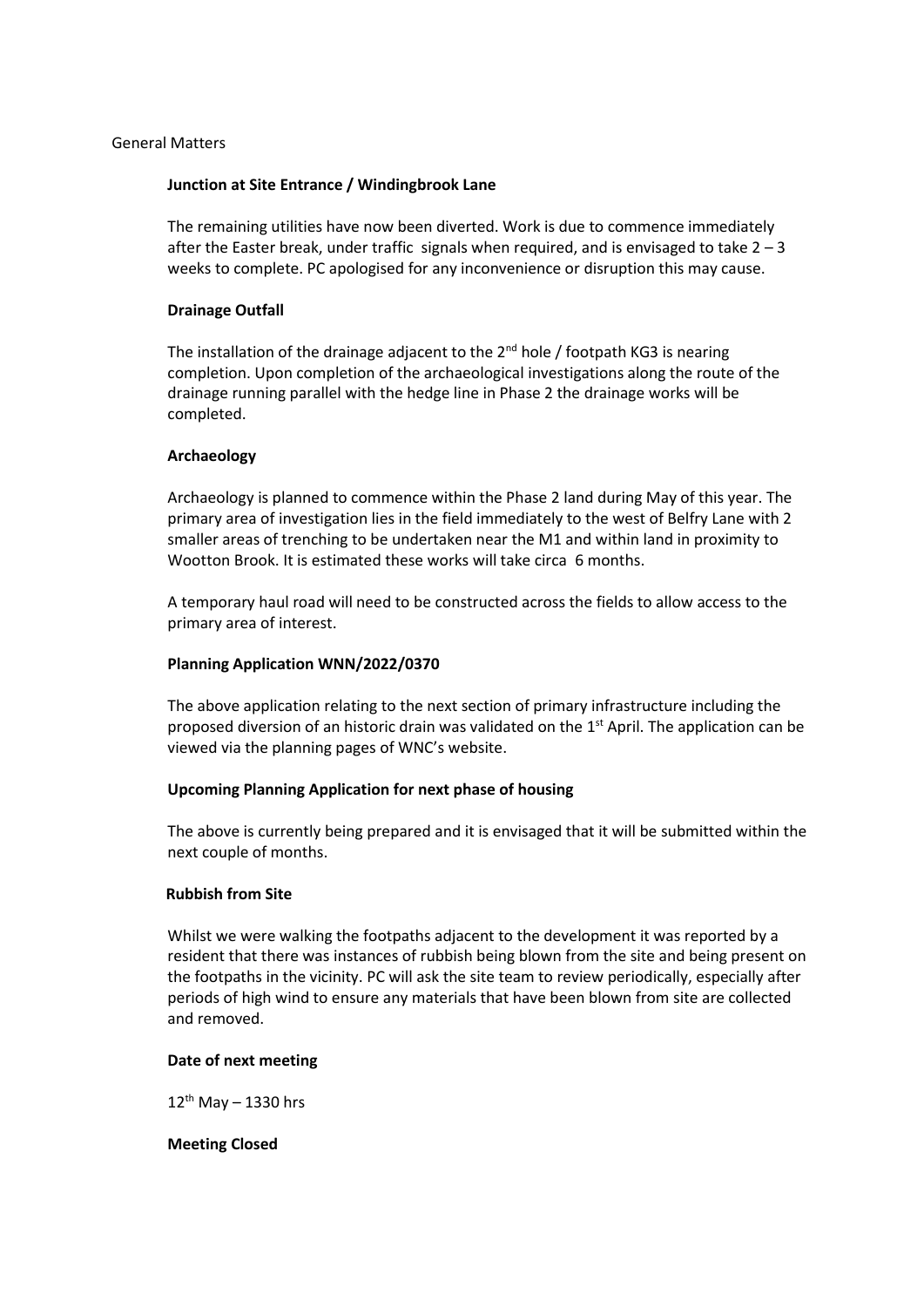General Matters

**Junction at Site Entrance / Windingbrook Lane**

The remaining utilities have now been diverted. Work is due to commence immediately after the Easter break, under traffic signals when required, and is envisaged to take 2 – 3 weeks to complete. PC apologised for any inconvenience or disruption this may cause.

**Drainage Outfall**

The installation of the drainage adjacent to the 2nd hole / footpath KG3 is nearing completion. Upon completion of the archaeological investigations along the route of the drainage running parallel with the hedge line in Phase 2 the drainage works will be completed.

**Archaeology**

Archaeology is planned to commence within the Phase 2 land during May of this year. The primary area of investigation lies in the field immediately to the west of Belfry Lane with 2 smaller areas of trenching to be undertaken near the M1 and within land in proximity to Wootton Brook. It is estimated these works will take circa 6 months.

A temporary haul road will need to be constructed across the fields to allow access to the primary area of interest.

**Planning Application WNN/2022/0370**

The above application relating to the next section of primary infrastructure including the proposed diversion of an historic drain was validated on the 1st April. The application can be viewed via the planning pages of WNC's website.

**Upcoming Planning Application for next phase of housing**

The above is currently being prepared and it is envisaged that it will be submitted within the next couple of months.

**Rubbish from Site**

Whilst we were walking the footpaths adjacent to the development it was reported by a resident that there was instances of rubbish being blown from the site and being present on the footpaths in the vicinity. PC will ask the site team to review periodically, especially after periods of high wind to ensure any materials that have been blown from site are collected and removed.

**Date of next meeting**

12th May – 1330 hrs

**Meeting Closed**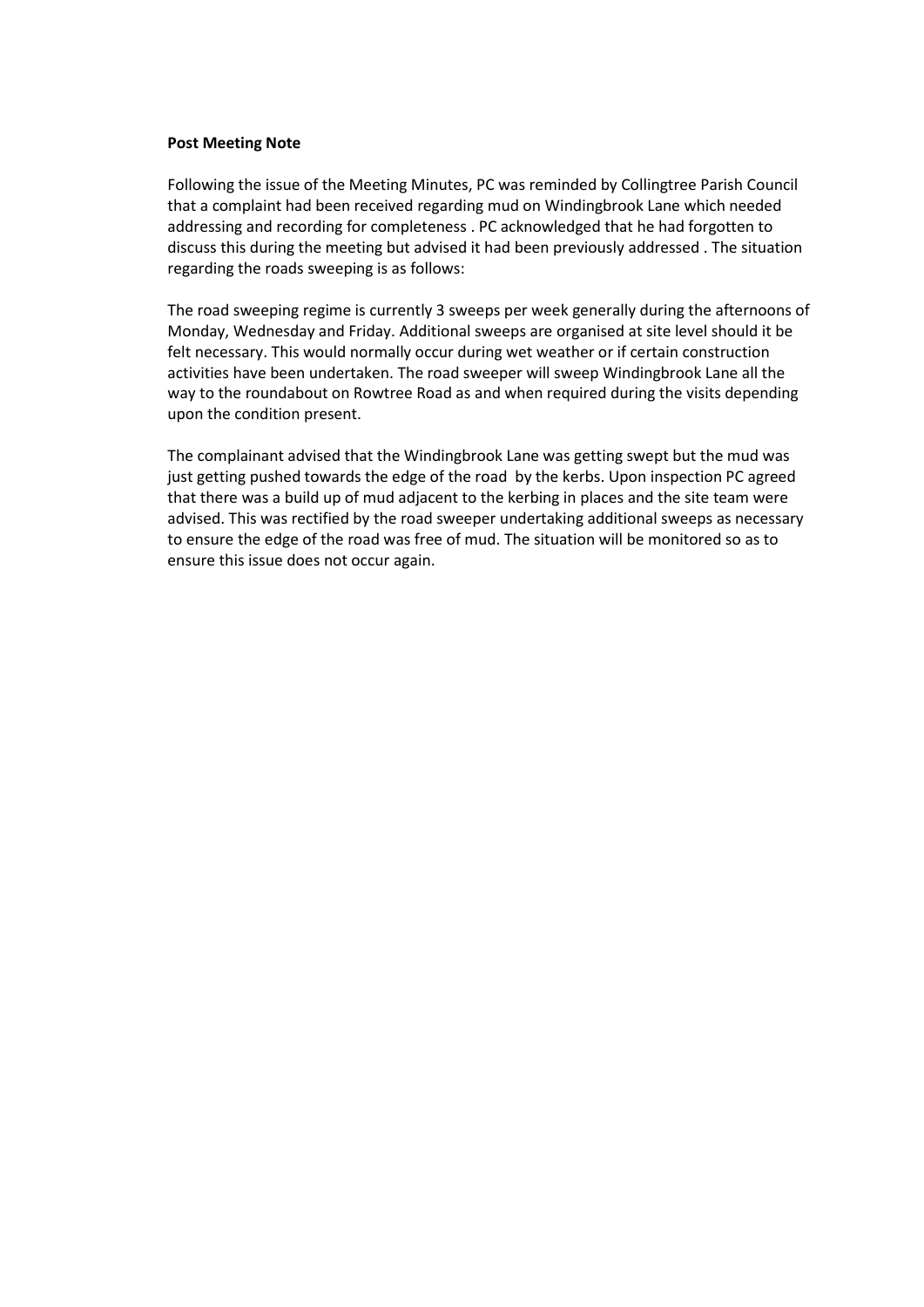**Post Meeting Note**

Following the issue of the Meeting Minutes, PC was reminded by Collingtree Parish Council that a complaint had been received regarding mud on Windingbrook Lane which needed addressing and recording for completeness . PC acknowledged that he had forgotten to discuss this during the meeting but advised it had been previously addressed . The situation regarding the roads sweeping is as follows:

The road sweeping regime is currently 3 sweeps per week generally during the afternoons of Monday, Wednesday and Friday. Additional sweeps are organised at site level should it be felt necessary. This would normally occur during wet weather or if certain construction activities have been undertaken. The road sweeper will sweep Windingbrook Lane all the way to the roundabout on Rowtree Road as and when required during the visits depending upon the condition present.

The complainant advised that the Windingbrook Lane was getting swept but the mud was just getting pushed towards the edge of the road by the kerbs. Upon inspection PC agreed that there was a build up of mud adjacent to the kerbing in places and the site team were advised. This was rectified by the road sweeper undertaking additional sweeps as necessary to ensure the edge of the road was free of mud. The situation will be monitored so as to ensure this issue does not occur again.